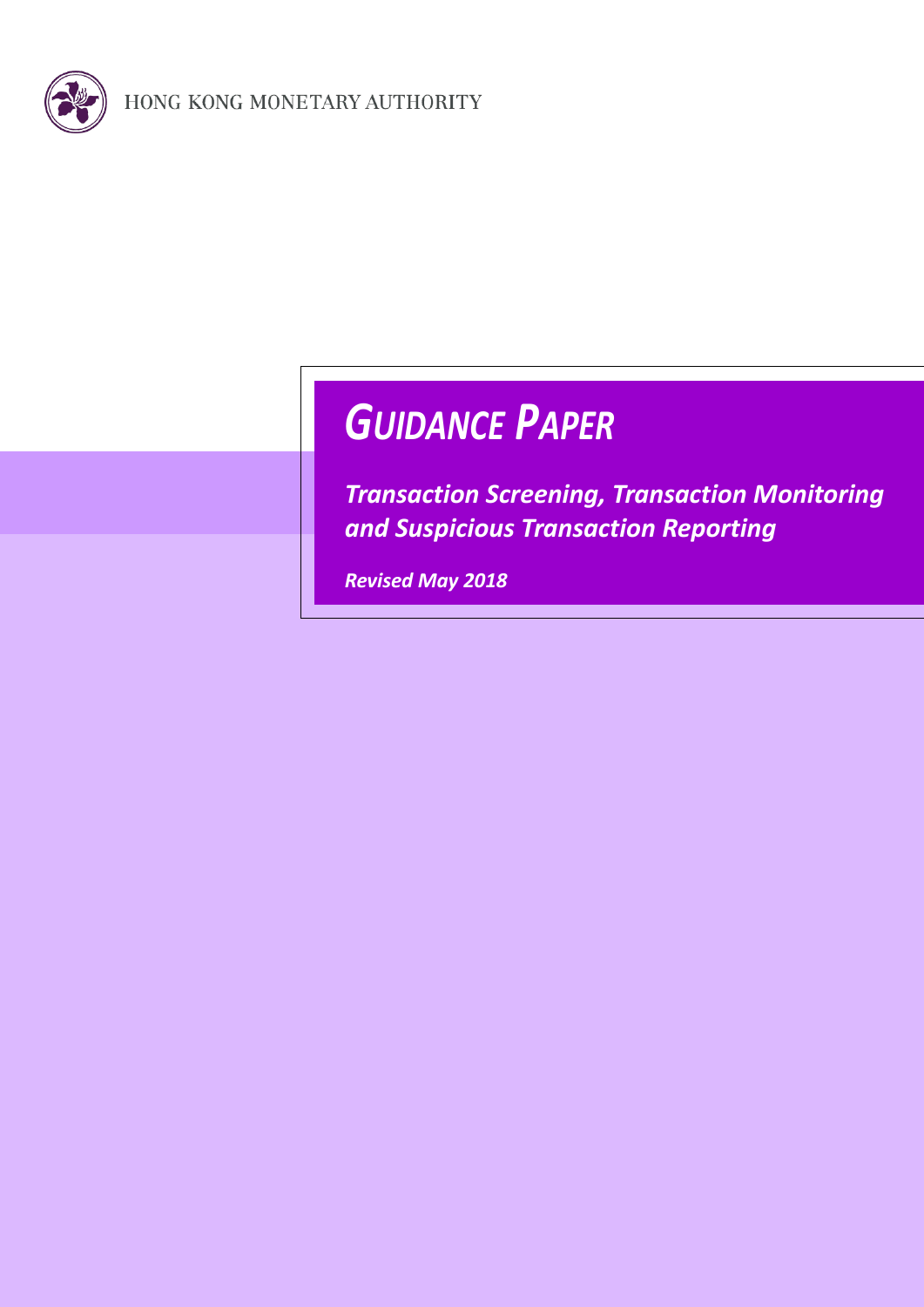HONG KONG MONETARY AUTHORITY

# *GUIDANCE PAPER*

***Transaction Screening, Transaction Monitoring and Suspicious Transaction Reporting***

***Revised May 2018***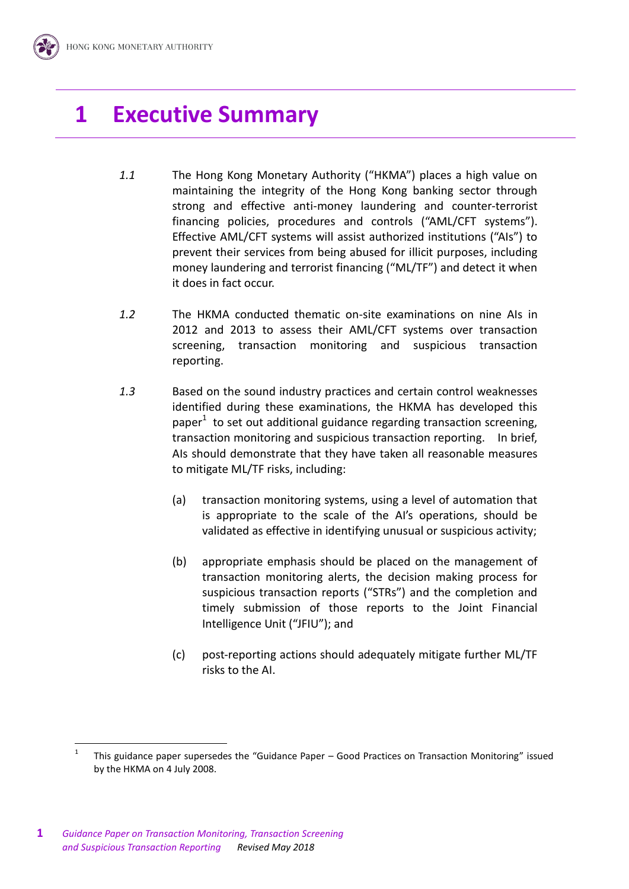# 1 Executive Summary

*1.1* The Hong Kong Monetary Authority ("HKMA") places a high value on maintaining the integrity of the Hong Kong banking sector through strong and effective anti-money laundering and counter-terrorist financing policies, procedures and controls ("AML/CFT systems"). Effective AML/CFT systems will assist authorized institutions ("AIs") to prevent their services from being abused for illicit purposes, including money laundering and terrorist financing ("ML/TF") and detect it when it does in fact occur.

*1.2* The HKMA conducted thematic on-site examinations on nine AIs in 2012 and 2013 to assess their AML/CFT systems over transaction screening, transaction monitoring and suspicious transaction reporting.

*1.3* Based on the sound industry practices and certain control weaknesses identified during these examinations, the HKMA has developed this paper[1] to set out additional guidance regarding transaction screening, transaction monitoring and suspicious transaction reporting. In brief, AIs should demonstrate that they have taken all reasonable measures to mitigate ML/TF risks, including:

(a) transaction monitoring systems, using a level of automation that is appropriate to the scale of the AI's operations, should be validated as effective in identifying unusual or suspicious activity;

(b) appropriate emphasis should be placed on the management of transaction monitoring alerts, the decision making process for suspicious transaction reports ("STRs") and the completion and timely submission of those reports to the Joint Financial Intelligence Unit ("JFIU"); and

(c) post-reporting actions should adequately mitigate further ML/TF risks to the AI.

[1] This guidance paper supersedes the "Guidance Paper – Good Practices on Transaction Monitoring" issued by the HKMA on 4 July 2008.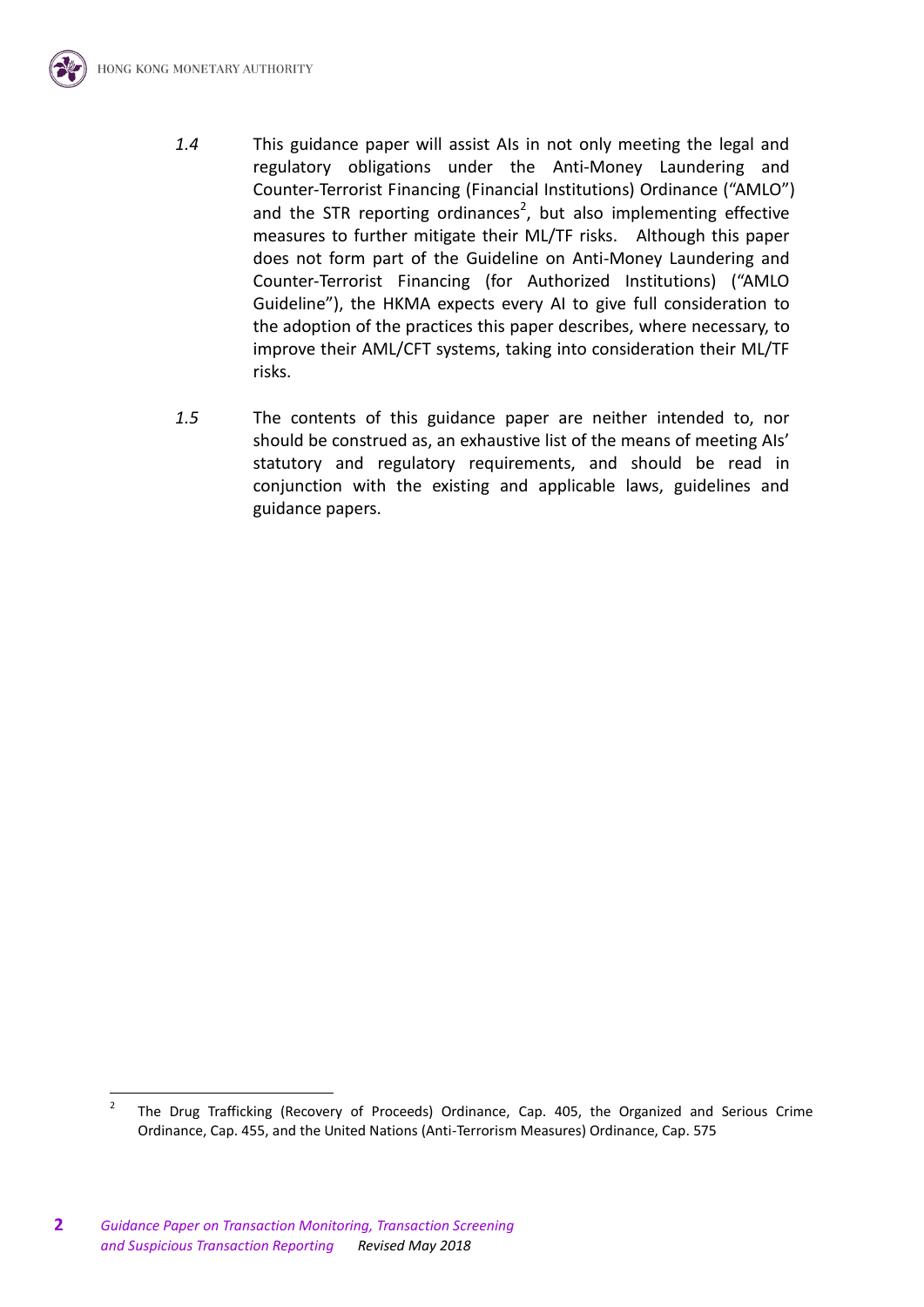*1.4* This guidance paper will assist AIs in not only meeting the legal and regulatory obligations under the Anti-Money Laundering and Counter-Terrorist Financing (Financial Institutions) Ordinance ("AMLO") and the STR reporting ordinances[2], but also implementing effective measures to further mitigate their ML/TF risks. Although this paper does not form part of the Guideline on Anti-Money Laundering and Counter-Terrorist Financing (for Authorized Institutions) ("AMLO Guideline"), the HKMA expects every AI to give full consideration to the adoption of the practices this paper describes, where necessary, to improve their AML/CFT systems, taking into consideration their ML/TF risks.

*1.5* The contents of this guidance paper are neither intended to, nor should be construed as, an exhaustive list of the means of meeting AIs' statutory and regulatory requirements, and should be read in conjunction with the existing and applicable laws, guidelines and guidance papers.

---

[2] The Drug Trafficking (Recovery of Proceeds) Ordinance, Cap. 405, the Organized and Serious Crime Ordinance, Cap. 455, and the United Nations (Anti-Terrorism Measures) Ordinance, Cap. 575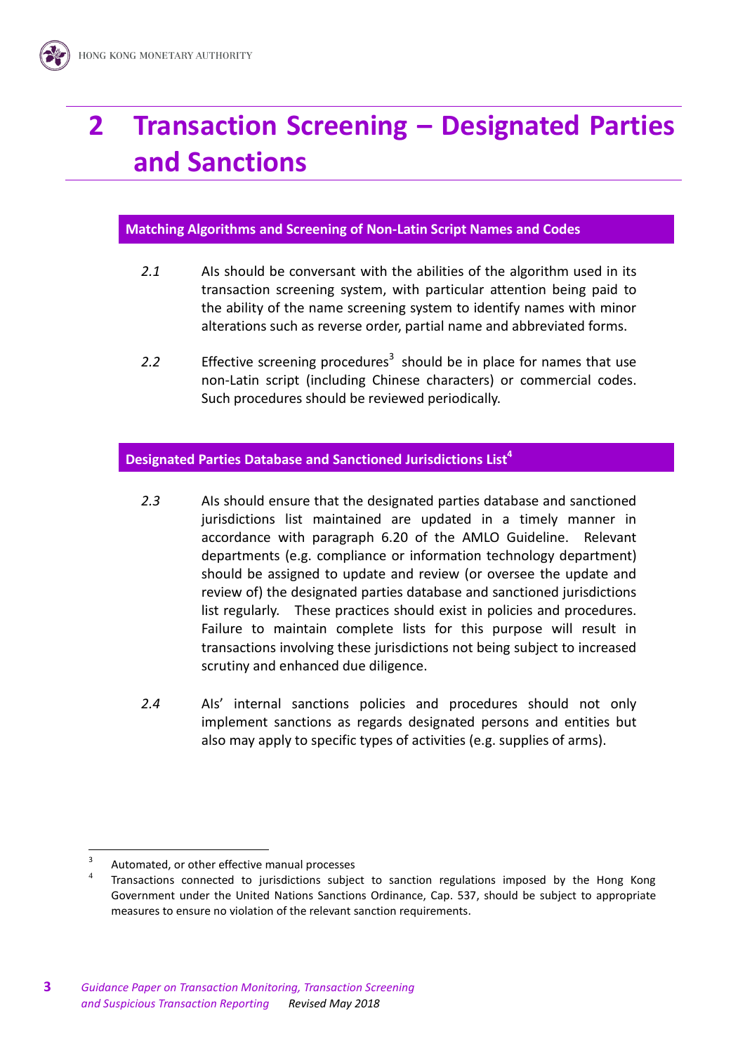# 2 Transaction Screening – Designated Parties and Sanctions

### Matching Algorithms and Screening of Non-Latin Script Names and Codes

*2.1* AIs should be conversant with the abilities of the algorithm used in its transaction screening system, with particular attention being paid to the ability of the name screening system to identify names with minor alterations such as reverse order, partial name and abbreviated forms.

*2.2* Effective screening procedures[3] should be in place for names that use non-Latin script (including Chinese characters) or commercial codes. Such procedures should be reviewed periodically.

### Designated Parties Database and Sanctioned Jurisdictions List[4]

*2.3* AIs should ensure that the designated parties database and sanctioned jurisdictions list maintained are updated in a timely manner in accordance with paragraph 6.20 of the AMLO Guideline. Relevant departments (e.g. compliance or information technology department) should be assigned to update and review (or oversee the update and review of) the designated parties database and sanctioned jurisdictions list regularly. These practices should exist in policies and procedures. Failure to maintain complete lists for this purpose will result in transactions involving these jurisdictions not being subject to increased scrutiny and enhanced due diligence.

*2.4* AIs' internal sanctions policies and procedures should not only implement sanctions as regards designated persons and entities but also may apply to specific types of activities (e.g. supplies of arms).

---

[3] Automated, or other effective manual processes

[4] Transactions connected to jurisdictions subject to sanction regulations imposed by the Hong Kong Government under the United Nations Sanctions Ordinance, Cap. 537, should be subject to appropriate measures to ensure no violation of the relevant sanction requirements.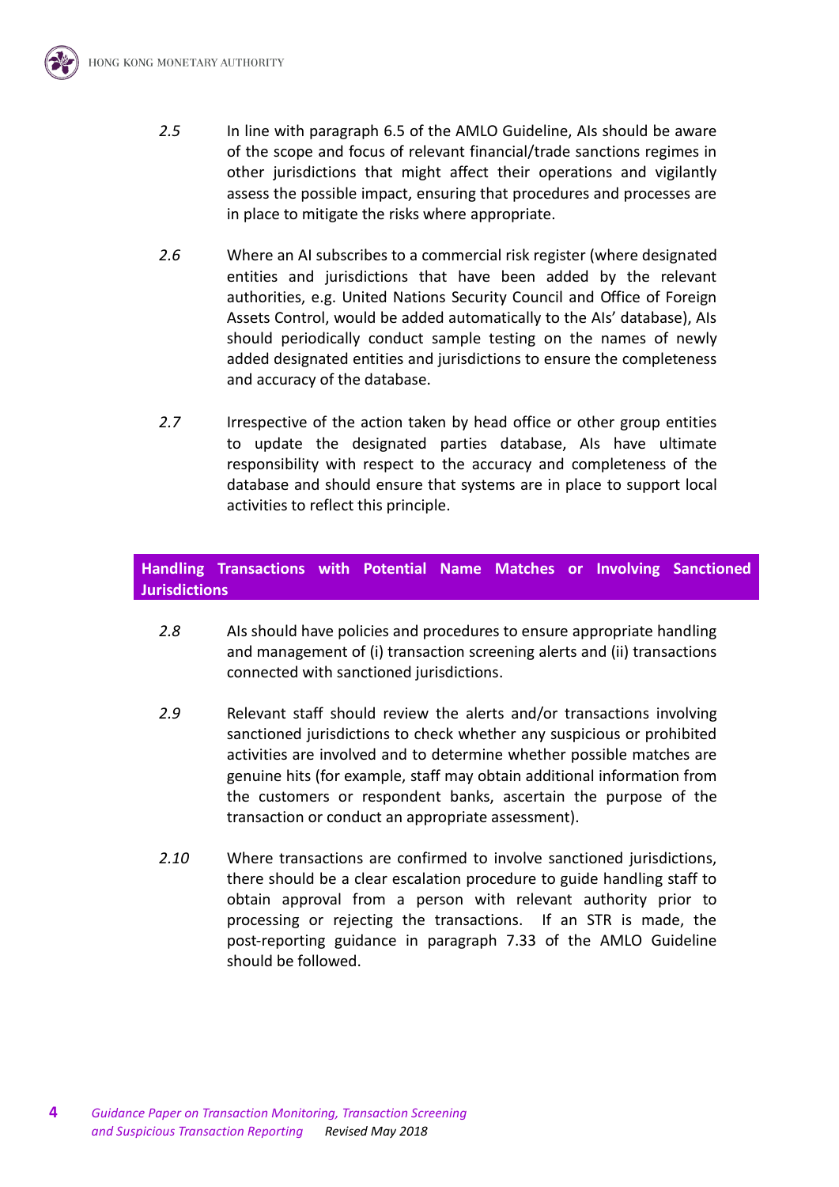*2.5* In line with paragraph 6.5 of the AMLO Guideline, AIs should be aware of the scope and focus of relevant financial/trade sanctions regimes in other jurisdictions that might affect their operations and vigilantly assess the possible impact, ensuring that procedures and processes are in place to mitigate the risks where appropriate.

*2.6* Where an AI subscribes to a commercial risk register (where designated entities and jurisdictions that have been added by the relevant authorities, e.g. United Nations Security Council and Office of Foreign Assets Control, would be added automatically to the AIs' database), AIs should periodically conduct sample testing on the names of newly added designated entities and jurisdictions to ensure the completeness and accuracy of the database.

*2.7* Irrespective of the action taken by head office or other group entities to update the designated parties database, AIs have ultimate responsibility with respect to the accuracy and completeness of the database and should ensure that systems are in place to support local activities to reflect this principle.

## Handling Transactions with Potential Name Matches or Involving Sanctioned Jurisdictions

*2.8* AIs should have policies and procedures to ensure appropriate handling and management of (i) transaction screening alerts and (ii) transactions connected with sanctioned jurisdictions.

*2.9* Relevant staff should review the alerts and/or transactions involving sanctioned jurisdictions to check whether any suspicious or prohibited activities are involved and to determine whether possible matches are genuine hits (for example, staff may obtain additional information from the customers or respondent banks, ascertain the purpose of the transaction or conduct an appropriate assessment).

*2.10* Where transactions are confirmed to involve sanctioned jurisdictions, there should be a clear escalation procedure to guide handling staff to obtain approval from a person with relevant authority prior to processing or rejecting the transactions. If an STR is made, the post-reporting guidance in paragraph 7.33 of the AMLO Guideline should be followed.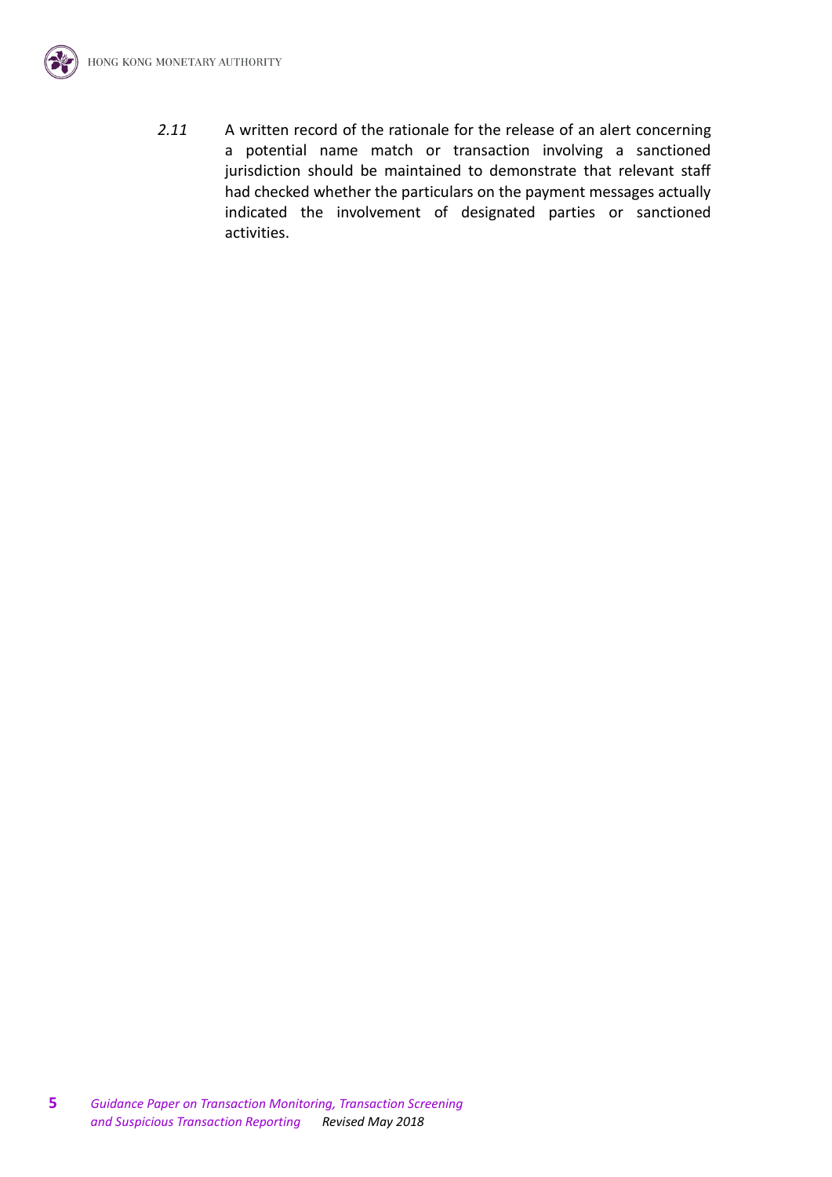*2.11* A written record of the rationale for the release of an alert concerning a potential name match or transaction involving a sanctioned jurisdiction should be maintained to demonstrate that relevant staff had checked whether the particulars on the payment messages actually indicated the involvement of designated parties or sanctioned activities.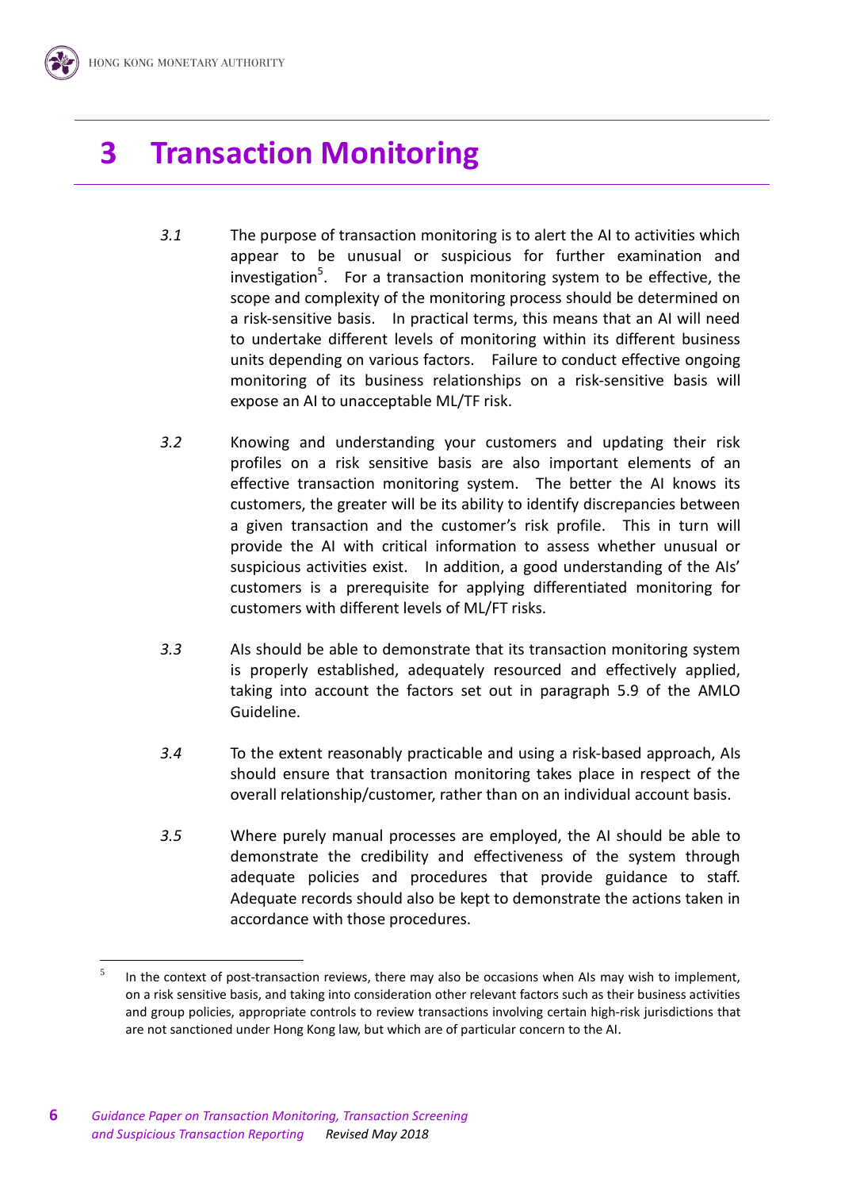# 3 Transaction Monitoring

*3.1* The purpose of transaction monitoring is to alert the AI to activities which appear to be unusual or suspicious for further examination and investigation[5]. For a transaction monitoring system to be effective, the scope and complexity of the monitoring process should be determined on a risk-sensitive basis. In practical terms, this means that an AI will need to undertake different levels of monitoring within its different business units depending on various factors. Failure to conduct effective ongoing monitoring of its business relationships on a risk-sensitive basis will expose an AI to unacceptable ML/TF risk.

*3.2* Knowing and understanding your customers and updating their risk profiles on a risk sensitive basis are also important elements of an effective transaction monitoring system. The better the AI knows its customers, the greater will be its ability to identify discrepancies between a given transaction and the customer's risk profile. This in turn will provide the AI with critical information to assess whether unusual or suspicious activities exist. In addition, a good understanding of the AIs' customers is a prerequisite for applying differentiated monitoring for customers with different levels of ML/FT risks.

*3.3* AIs should be able to demonstrate that its transaction monitoring system is properly established, adequately resourced and effectively applied, taking into account the factors set out in paragraph 5.9 of the AMLO Guideline.

*3.4* To the extent reasonably practicable and using a risk-based approach, AIs should ensure that transaction monitoring takes place in respect of the overall relationship/customer, rather than on an individual account basis.

*3.5* Where purely manual processes are employed, the AI should be able to demonstrate the credibility and effectiveness of the system through adequate policies and procedures that provide guidance to staff. Adequate records should also be kept to demonstrate the actions taken in accordance with those procedures.

[5] In the context of post-transaction reviews, there may also be occasions when AIs may wish to implement, on a risk sensitive basis, and taking into consideration other relevant factors such as their business activities and group policies, appropriate controls to review transactions involving certain high-risk jurisdictions that are not sanctioned under Hong Kong law, but which are of particular concern to the AI.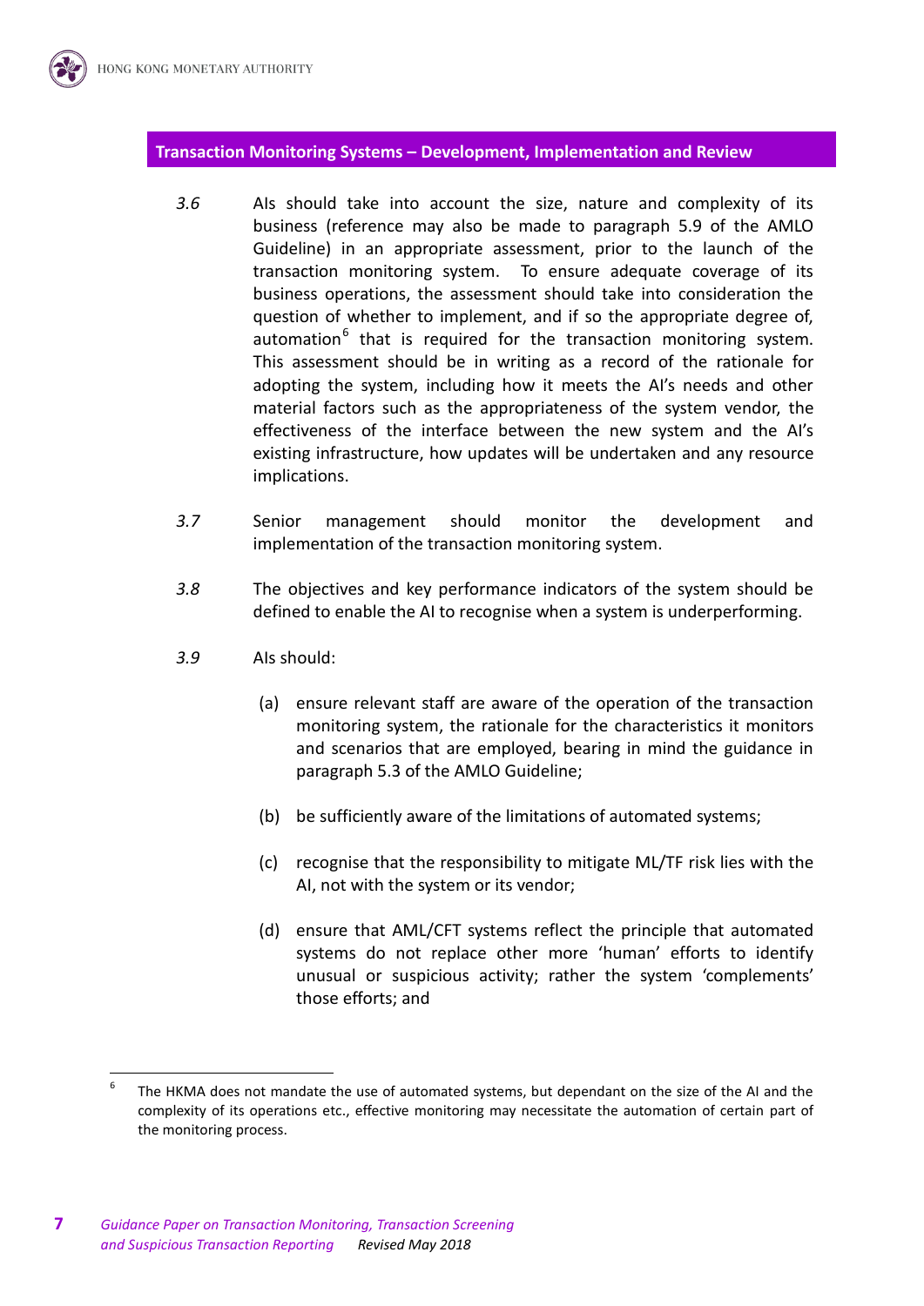## Transaction Monitoring Systems – Development, Implementation and Review

*3.6* AIs should take into account the size, nature and complexity of its business (reference may also be made to paragraph 5.9 of the AMLO Guideline) in an appropriate assessment, prior to the launch of the transaction monitoring system. To ensure adequate coverage of its business operations, the assessment should take into consideration the question of whether to implement, and if so the appropriate degree of, automation[6] that is required for the transaction monitoring system. This assessment should be in writing as a record of the rationale for adopting the system, including how it meets the AI's needs and other material factors such as the appropriateness of the system vendor, the effectiveness of the interface between the new system and the AI's existing infrastructure, how updates will be undertaken and any resource implications.

*3.7* Senior management should monitor the development and implementation of the transaction monitoring system.

*3.8* The objectives and key performance indicators of the system should be defined to enable the AI to recognise when a system is underperforming.

*3.9* AIs should:

(a) ensure relevant staff are aware of the operation of the transaction monitoring system, the rationale for the characteristics it monitors and scenarios that are employed, bearing in mind the guidance in paragraph 5.3 of the AMLO Guideline;

(b) be sufficiently aware of the limitations of automated systems;

(c) recognise that the responsibility to mitigate ML/TF risk lies with the AI, not with the system or its vendor;

(d) ensure that AML/CFT systems reflect the principle that automated systems do not replace other more 'human' efforts to identify unusual or suspicious activity; rather the system 'complements' those efforts; and

---

[6] The HKMA does not mandate the use of automated systems, but dependant on the size of the AI and the complexity of its operations etc., effective monitoring may necessitate the automation of certain part of the monitoring process.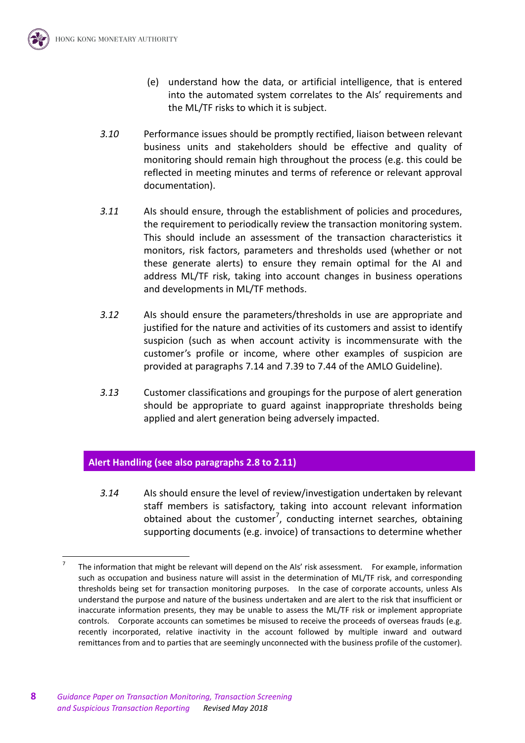(e) understand how the data, or artificial intelligence, that is entered into the automated system correlates to the AIs' requirements and the ML/TF risks to which it is subject.

*3.10* Performance issues should be promptly rectified, liaison between relevant business units and stakeholders should be effective and quality of monitoring should remain high throughout the process (e.g. this could be reflected in meeting minutes and terms of reference or relevant approval documentation).

*3.11* AIs should ensure, through the establishment of policies and procedures, the requirement to periodically review the transaction monitoring system. This should include an assessment of the transaction characteristics it monitors, risk factors, parameters and thresholds used (whether or not these generate alerts) to ensure they remain optimal for the AI and address ML/TF risk, taking into account changes in business operations and developments in ML/TF methods.

*3.12* AIs should ensure the parameters/thresholds in use are appropriate and justified for the nature and activities of its customers and assist to identify suspicion (such as when account activity is incommensurate with the customer's profile or income, where other examples of suspicion are provided at paragraphs 7.14 and 7.39 to 7.44 of the AMLO Guideline).

*3.13* Customer classifications and groupings for the purpose of alert generation should be appropriate to guard against inappropriate thresholds being applied and alert generation being adversely impacted.

## Alert Handling (see also paragraphs 2.8 to 2.11)

*3.14* AIs should ensure the level of review/investigation undertaken by relevant staff members is satisfactory, taking into account relevant information obtained about the customer[7], conducting internet searches, obtaining supporting documents (e.g. invoice) of transactions to determine whether

[7] The information that might be relevant will depend on the AIs' risk assessment. For example, information such as occupation and business nature will assist in the determination of ML/TF risk, and corresponding thresholds being set for transaction monitoring purposes. In the case of corporate accounts, unless AIs understand the purpose and nature of the business undertaken and are alert to the risk that insufficient or inaccurate information presents, they may be unable to assess the ML/TF risk or implement appropriate controls. Corporate accounts can sometimes be misused to receive the proceeds of overseas frauds (e.g. recently incorporated, relative inactivity in the account followed by multiple inward and outward remittances from and to parties that are seemingly unconnected with the business profile of the customer).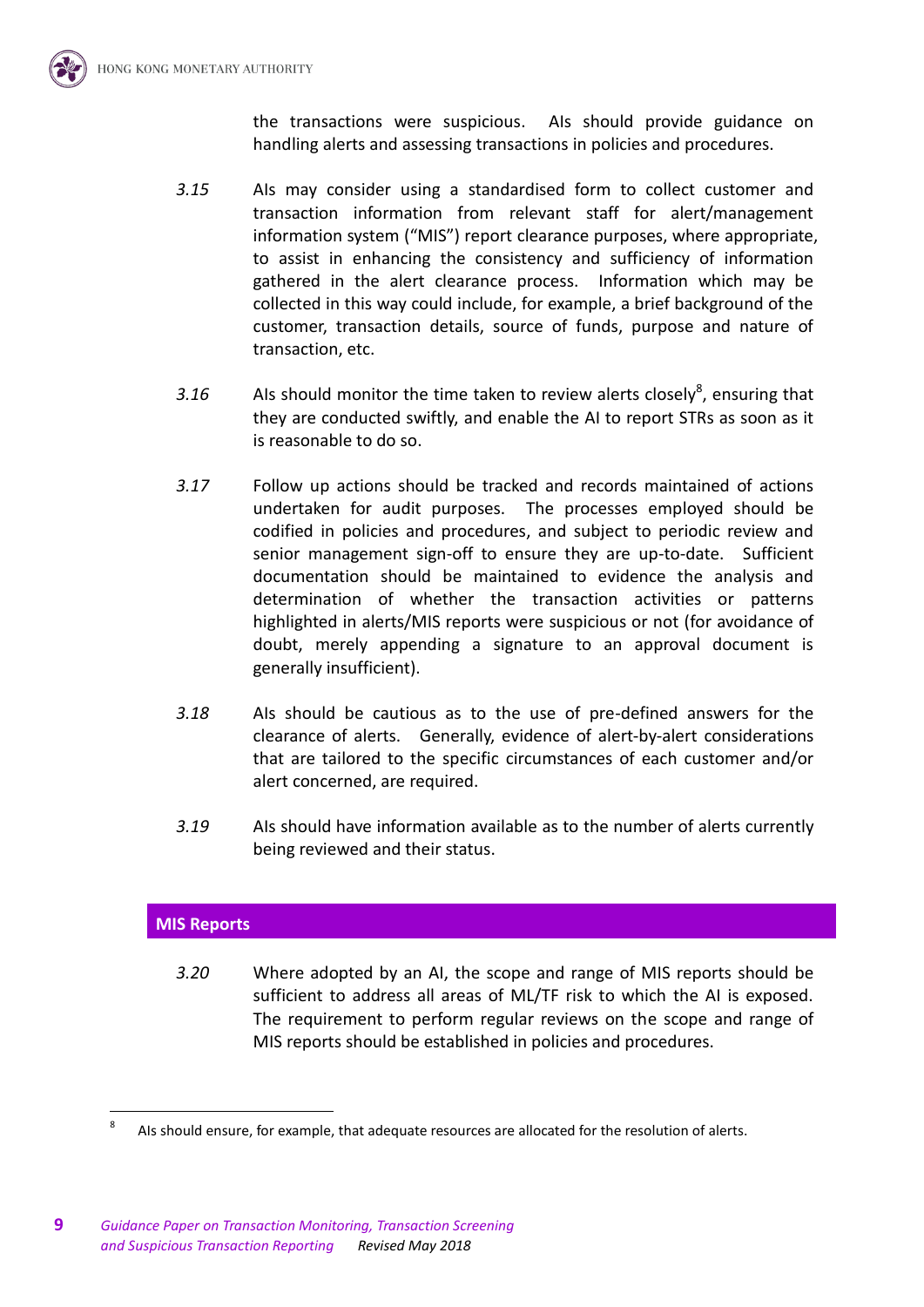the transactions were suspicious. AIs should provide guidance on handling alerts and assessing transactions in policies and procedures.

*3.15* AIs may consider using a standardised form to collect customer and transaction information from relevant staff for alert/management information system ("MIS") report clearance purposes, where appropriate, to assist in enhancing the consistency and sufficiency of information gathered in the alert clearance process. Information which may be collected in this way could include, for example, a brief background of the customer, transaction details, source of funds, purpose and nature of transaction, etc.

*3.16* AIs should monitor the time taken to review alerts closely[8], ensuring that they are conducted swiftly, and enable the AI to report STRs as soon as it is reasonable to do so.

*3.17* Follow up actions should be tracked and records maintained of actions undertaken for audit purposes. The processes employed should be codified in policies and procedures, and subject to periodic review and senior management sign-off to ensure they are up-to-date. Sufficient documentation should be maintained to evidence the analysis and determination of whether the transaction activities or patterns highlighted in alerts/MIS reports were suspicious or not (for avoidance of doubt, merely appending a signature to an approval document is generally insufficient).

*3.18* AIs should be cautious as to the use of pre-defined answers for the clearance of alerts. Generally, evidence of alert-by-alert considerations that are tailored to the specific circumstances of each customer and/or alert concerned, are required.

*3.19* AIs should have information available as to the number of alerts currently being reviewed and their status.

## MIS Reports

*3.20* Where adopted by an AI, the scope and range of MIS reports should be sufficient to address all areas of ML/TF risk to which the AI is exposed. The requirement to perform regular reviews on the scope and range of MIS reports should be established in policies and procedures.

---

[8] AIs should ensure, for example, that adequate resources are allocated for the resolution of alerts.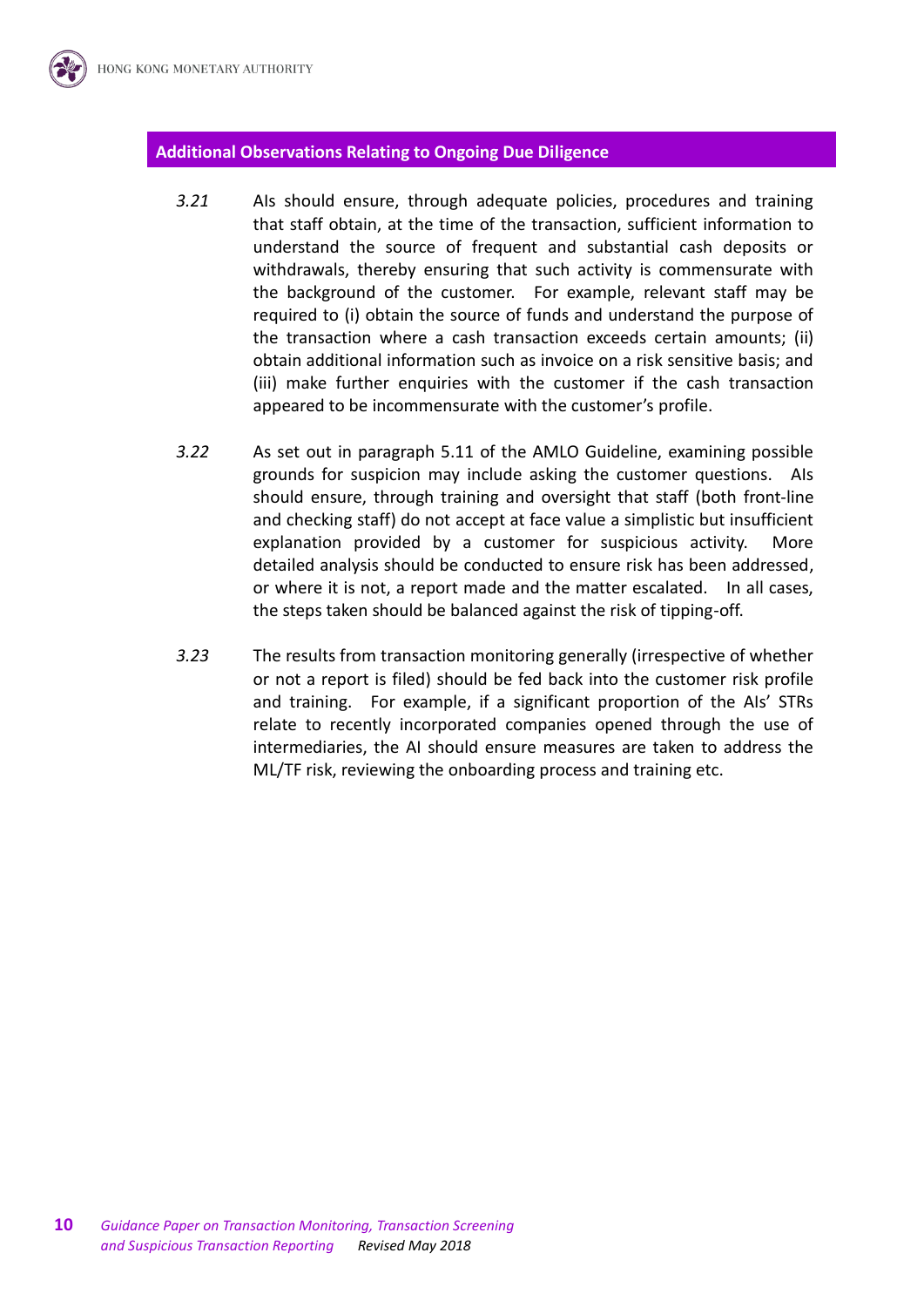## Additional Observations Relating to Ongoing Due Diligence

*3.21* AIs should ensure, through adequate policies, procedures and training that staff obtain, at the time of the transaction, sufficient information to understand the source of frequent and substantial cash deposits or withdrawals, thereby ensuring that such activity is commensurate with the background of the customer. For example, relevant staff may be required to (i) obtain the source of funds and understand the purpose of the transaction where a cash transaction exceeds certain amounts; (ii) obtain additional information such as invoice on a risk sensitive basis; and (iii) make further enquiries with the customer if the cash transaction appeared to be incommensurate with the customer's profile.

*3.22* As set out in paragraph 5.11 of the AMLO Guideline, examining possible grounds for suspicion may include asking the customer questions. AIs should ensure, through training and oversight that staff (both front-line and checking staff) do not accept at face value a simplistic but insufficient explanation provided by a customer for suspicious activity. More detailed analysis should be conducted to ensure risk has been addressed, or where it is not, a report made and the matter escalated. In all cases, the steps taken should be balanced against the risk of tipping-off.

*3.23* The results from transaction monitoring generally (irrespective of whether or not a report is filed) should be fed back into the customer risk profile and training. For example, if a significant proportion of the AIs' STRs relate to recently incorporated companies opened through the use of intermediaries, the AI should ensure measures are taken to address the ML/TF risk, reviewing the onboarding process and training etc.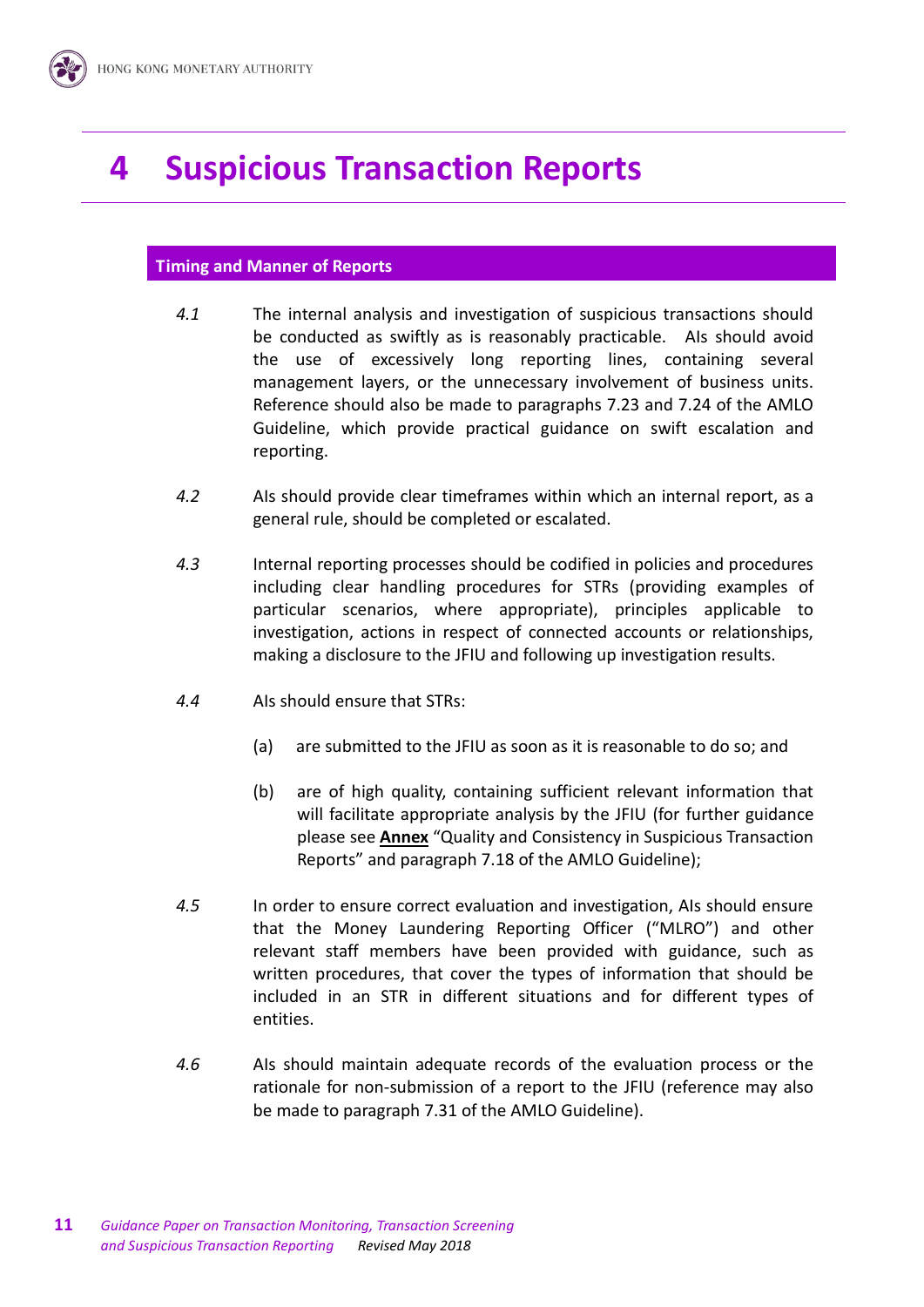# 4 Suspicious Transaction Reports

## Timing and Manner of Reports

*4.1* The internal analysis and investigation of suspicious transactions should be conducted as swiftly as is reasonably practicable. AIs should avoid the use of excessively long reporting lines, containing several management layers, or the unnecessary involvement of business units. Reference should also be made to paragraphs 7.23 and 7.24 of the AMLO Guideline, which provide practical guidance on swift escalation and reporting.

*4.2* AIs should provide clear timeframes within which an internal report, as a general rule, should be completed or escalated.

*4.3* Internal reporting processes should be codified in policies and procedures including clear handling procedures for STRs (providing examples of particular scenarios, where appropriate), principles applicable to investigation, actions in respect of connected accounts or relationships, making a disclosure to the JFIU and following up investigation results.

*4.4* AIs should ensure that STRs:

(a) are submitted to the JFIU as soon as it is reasonable to do so; and

(b) are of high quality, containing sufficient relevant information that will facilitate appropriate analysis by the JFIU (for further guidance please see **Annex** "Quality and Consistency in Suspicious Transaction Reports" and paragraph 7.18 of the AMLO Guideline);

*4.5* In order to ensure correct evaluation and investigation, AIs should ensure that the Money Laundering Reporting Officer ("MLRO") and other relevant staff members have been provided with guidance, such as written procedures, that cover the types of information that should be included in an STR in different situations and for different types of entities.

*4.6* AIs should maintain adequate records of the evaluation process or the rationale for non-submission of a report to the JFIU (reference may also be made to paragraph 7.31 of the AMLO Guideline).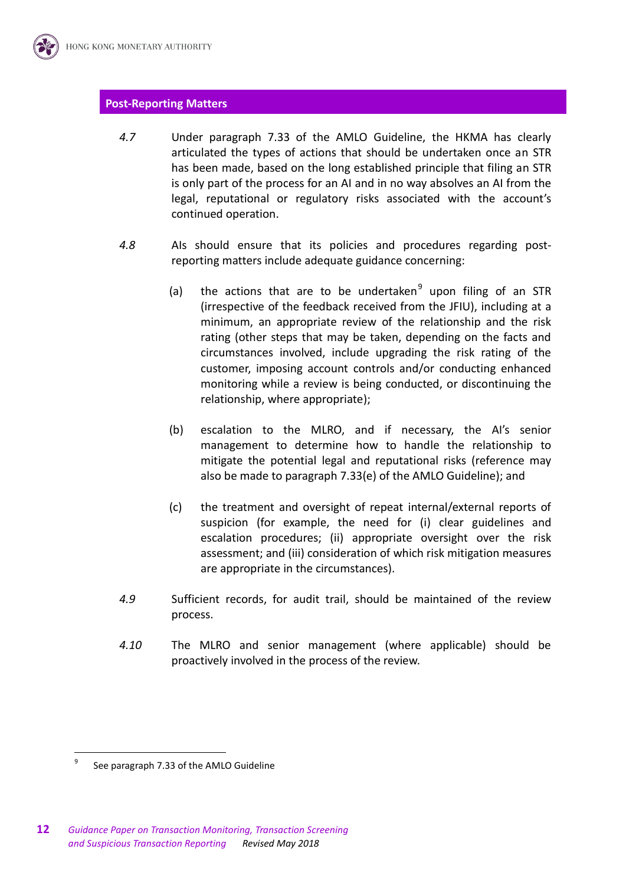## Post-Reporting Matters

*4.7* Under paragraph 7.33 of the AMLO Guideline, the HKMA has clearly articulated the types of actions that should be undertaken once an STR has been made, based on the long established principle that filing an STR is only part of the process for an AI and in no way absolves an AI from the legal, reputational or regulatory risks associated with the account's continued operation.

*4.8* AIs should ensure that its policies and procedures regarding post-reporting matters include adequate guidance concerning:

(a) the actions that are to be undertaken[9] upon filing of an STR (irrespective of the feedback received from the JFIU), including at a minimum, an appropriate review of the relationship and the risk rating (other steps that may be taken, depending on the facts and circumstances involved, include upgrading the risk rating of the customer, imposing account controls and/or conducting enhanced monitoring while a review is being conducted, or discontinuing the relationship, where appropriate);

(b) escalation to the MLRO, and if necessary, the AI's senior management to determine how to handle the relationship to mitigate the potential legal and reputational risks (reference may also be made to paragraph 7.33(e) of the AMLO Guideline); and

(c) the treatment and oversight of repeat internal/external reports of suspicion (for example, the need for (i) clear guidelines and escalation procedures; (ii) appropriate oversight over the risk assessment; and (iii) consideration of which risk mitigation measures are appropriate in the circumstances).

*4.9* Sufficient records, for audit trail, should be maintained of the review process.

*4.10* The MLRO and senior management (where applicable) should be proactively involved in the process of the review.

---

[9] See paragraph 7.33 of the AMLO Guideline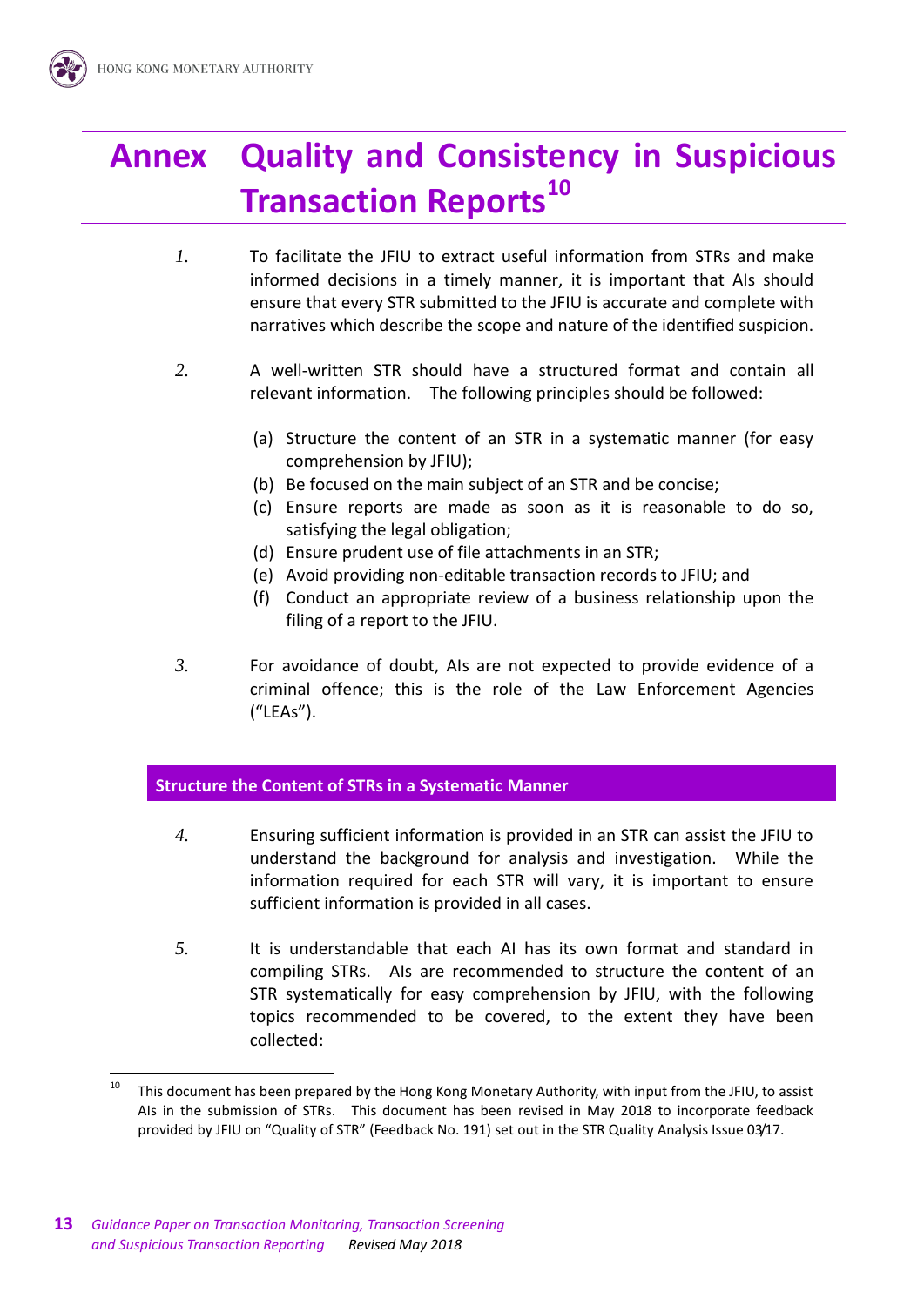# Annex Quality and Consistency in Suspicious Transaction Reports[10]

1. To facilitate the JFIU to extract useful information from STRs and make informed decisions in a timely manner, it is important that AIs should ensure that every STR submitted to the JFIU is accurate and complete with narratives which describe the scope and nature of the identified suspicion.

2. A well-written STR should have a structured format and contain all relevant information. The following principles should be followed:

   (a) Structure the content of an STR in a systematic manner (for easy comprehension by JFIU);
   (b) Be focused on the main subject of an STR and be concise;
   (c) Ensure reports are made as soon as it is reasonable to do so, satisfying the legal obligation;
   (d) Ensure prudent use of file attachments in an STR;
   (e) Avoid providing non-editable transaction records to JFIU; and
   (f) Conduct an appropriate review of a business relationship upon the filing of a report to the JFIU.

3. For avoidance of doubt, AIs are not expected to provide evidence of a criminal offence; this is the role of the Law Enforcement Agencies ("LEAs").

## Structure the Content of STRs in a Systematic Manner

4. Ensuring sufficient information is provided in an STR can assist the JFIU to understand the background for analysis and investigation. While the information required for each STR will vary, it is important to ensure sufficient information is provided in all cases.

5. It is understandable that each AI has its own format and standard in compiling STRs. AIs are recommended to structure the content of an STR systematically for easy comprehension by JFIU, with the following topics recommended to be covered, to the extent they have been collected:

---

[10] This document has been prepared by the Hong Kong Monetary Authority, with input from the JFIU, to assist AIs in the submission of STRs. This document has been revised in May 2018 to incorporate feedback provided by JFIU on "Quality of STR" (Feedback No. 191) set out in the STR Quality Analysis Issue 03/17.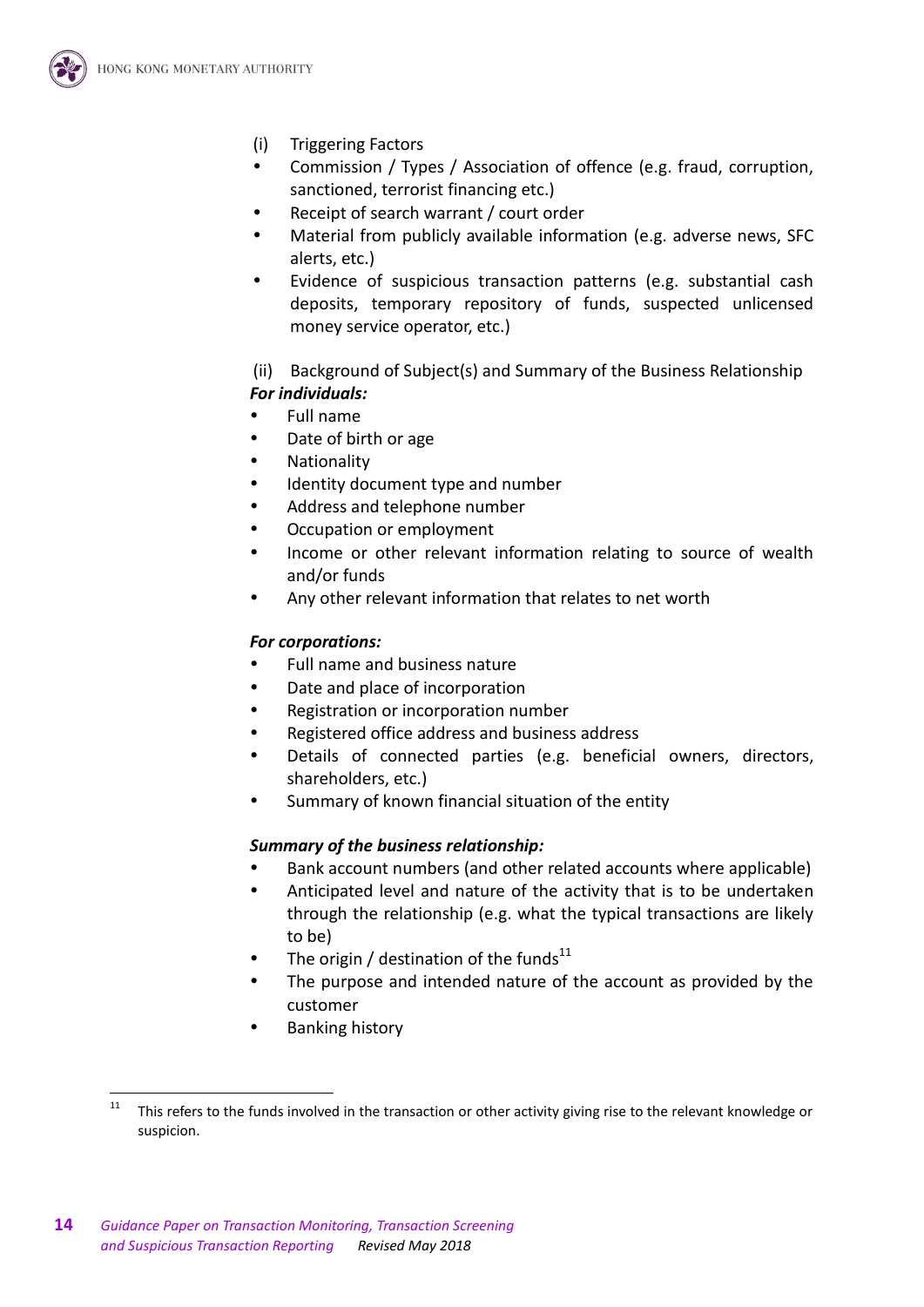(i) Triggering Factors

- Commission / Types / Association of offence (e.g. fraud, corruption, sanctioned, terrorist financing etc.)
- Receipt of search warrant / court order
- Material from publicly available information (e.g. adverse news, SFC alerts, etc.)
- Evidence of suspicious transaction patterns (e.g. substantial cash deposits, temporary repository of funds, suspected unlicensed money service operator, etc.)

(ii) Background of Subject(s) and Summary of the Business Relationship

***For individuals:***

- Full name
- Date of birth or age
- Nationality
- Identity document type and number
- Address and telephone number
- Occupation or employment
- Income or other relevant information relating to source of wealth and/or funds
- Any other relevant information that relates to net worth

***For corporations:***

- Full name and business nature
- Date and place of incorporation
- Registration or incorporation number
- Registered office address and business address
- Details of connected parties (e.g. beneficial owners, directors, shareholders, etc.)
- Summary of known financial situation of the entity

***Summary of the business relationship:***

- Bank account numbers (and other related accounts where applicable)
- Anticipated level and nature of the activity that is to be undertaken through the relationship (e.g. what the typical transactions are likely to be)
- The origin / destination of the funds[11]
- The purpose and intended nature of the account as provided by the customer
- Banking history

[11] This refers to the funds involved in the transaction or other activity giving rise to the relevant knowledge or suspicion.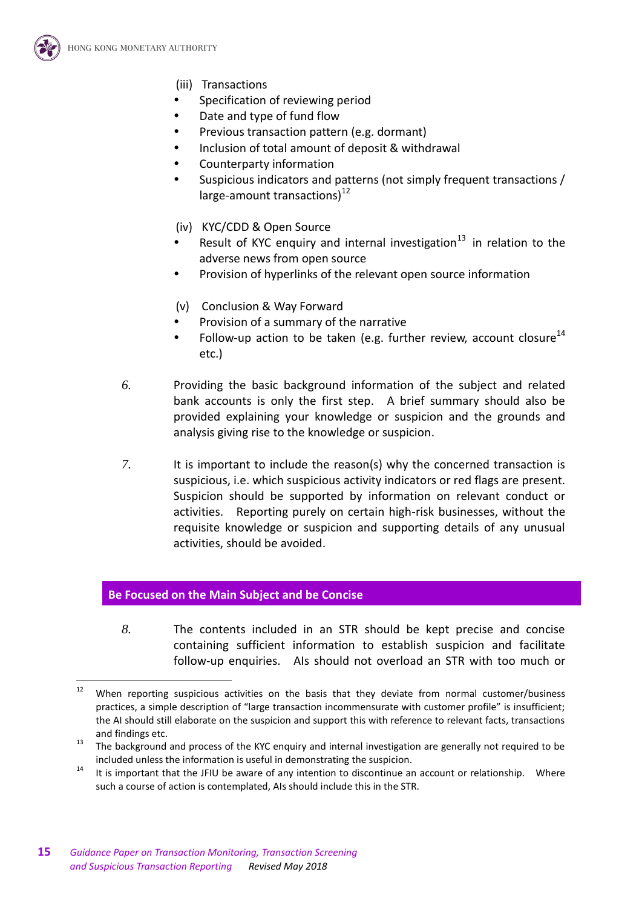(iii) Transactions

- Specification of reviewing period
- Date and type of fund flow
- Previous transaction pattern (e.g. dormant)
- Inclusion of total amount of deposit & withdrawal
- Counterparty information
- Suspicious indicators and patterns (not simply frequent transactions / large-amount transactions)[12]

(iv) KYC/CDD & Open Source

- Result of KYC enquiry and internal investigation[13] in relation to the adverse news from open source
- Provision of hyperlinks of the relevant open source information

(v) Conclusion & Way Forward

- Provision of a summary of the narrative
- Follow-up action to be taken (e.g. further review, account closure[14] etc.)

*6.* Providing the basic background information of the subject and related bank accounts is only the first step. A brief summary should also be provided explaining your knowledge or suspicion and the grounds and analysis giving rise to the knowledge or suspicion.

*7.* It is important to include the reason(s) why the concerned transaction is suspicious, i.e. which suspicious activity indicators or red flags are present. Suspicion should be supported by information on relevant conduct or activities. Reporting purely on certain high-risk businesses, without the requisite knowledge or suspicion and supporting details of any unusual activities, should be avoided.

## Be Focused on the Main Subject and be Concise

*8.* The contents included in an STR should be kept precise and concise containing sufficient information to establish suspicion and facilitate follow-up enquiries. AIs should not overload an STR with too much or

---

[12] When reporting suspicious activities on the basis that they deviate from normal customer/business practices, a simple description of "large transaction incommensurate with customer profile" is insufficient; the AI should still elaborate on the suspicion and support this with reference to relevant facts, transactions and findings etc.

[13] The background and process of the KYC enquiry and internal investigation are generally not required to be included unless the information is useful in demonstrating the suspicion.

[14] It is important that the JFIU be aware of any intention to discontinue an account or relationship. Where such a course of action is contemplated, AIs should include this in the STR.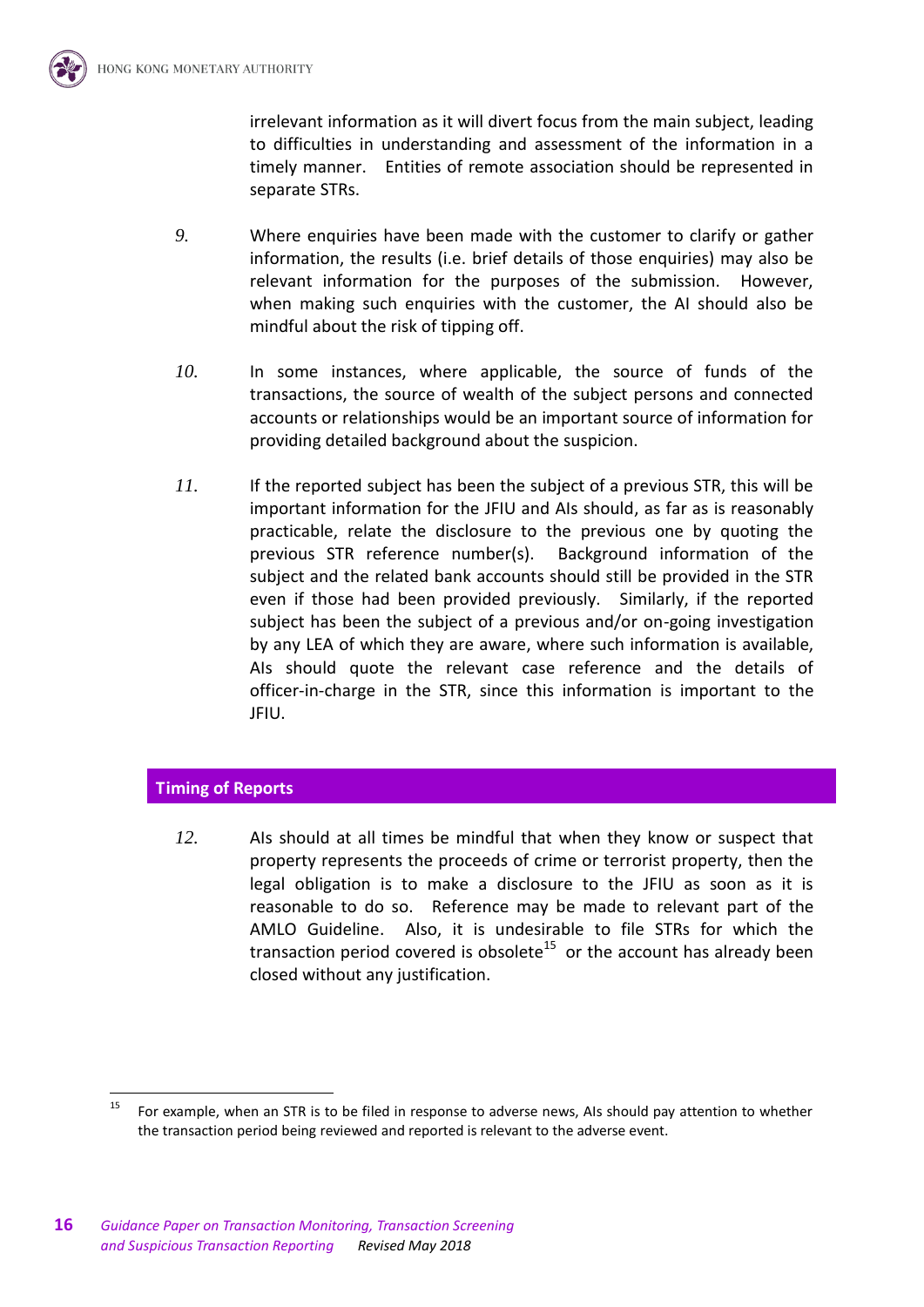irrelevant information as it will divert focus from the main subject, leading to difficulties in understanding and assessment of the information in a timely manner. Entities of remote association should be represented in separate STRs.

*9.* Where enquiries have been made with the customer to clarify or gather information, the results (i.e. brief details of those enquiries) may also be relevant information for the purposes of the submission. However, when making such enquiries with the customer, the AI should also be mindful about the risk of tipping off.

*10.* In some instances, where applicable, the source of funds of the transactions, the source of wealth of the subject persons and connected accounts or relationships would be an important source of information for providing detailed background about the suspicion.

*11.* If the reported subject has been the subject of a previous STR, this will be important information for the JFIU and AIs should, as far as is reasonably practicable, relate the disclosure to the previous one by quoting the previous STR reference number(s). Background information of the subject and the related bank accounts should still be provided in the STR even if those had been provided previously. Similarly, if the reported subject has been the subject of a previous and/or on-going investigation by any LEA of which they are aware, where such information is available, AIs should quote the relevant case reference and the details of officer-in-charge in the STR, since this information is important to the JFIU.

## Timing of Reports

*12.* AIs should at all times be mindful that when they know or suspect that property represents the proceeds of crime or terrorist property, then the legal obligation is to make a disclosure to the JFIU as soon as it is reasonable to do so. Reference may be made to relevant part of the AMLO Guideline. Also, it is undesirable to file STRs for which the transaction period covered is obsolete[15] or the account has already been closed without any justification.

[15] For example, when an STR is to be filed in response to adverse news, AIs should pay attention to whether the transaction period being reviewed and reported is relevant to the adverse event.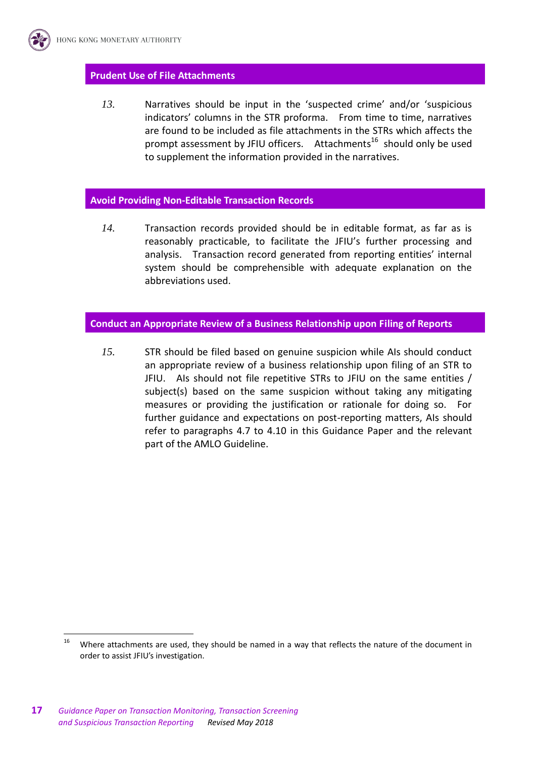## Prudent Use of File Attachments

*13.* Narratives should be input in the 'suspected crime' and/or 'suspicious indicators' columns in the STR proforma. From time to time, narratives are found to be included as file attachments in the STRs which affects the prompt assessment by JFIU officers. Attachments[16] should only be used to supplement the information provided in the narratives.

## Avoid Providing Non-Editable Transaction Records

*14.* Transaction records provided should be in editable format, as far as is reasonably practicable, to facilitate the JFIU's further processing and analysis. Transaction record generated from reporting entities' internal system should be comprehensible with adequate explanation on the abbreviations used.

## Conduct an Appropriate Review of a Business Relationship upon Filing of Reports

*15.* STR should be filed based on genuine suspicion while AIs should conduct an appropriate review of a business relationship upon filing of an STR to JFIU. AIs should not file repetitive STRs to JFIU on the same entities / subject(s) based on the same suspicion without taking any mitigating measures or providing the justification or rationale for doing so. For further guidance and expectations on post-reporting matters, AIs should refer to paragraphs 4.7 to 4.10 in this Guidance Paper and the relevant part of the AMLO Guideline.

---

[16] Where attachments are used, they should be named in a way that reflects the nature of the document in order to assist JFIU's investigation.